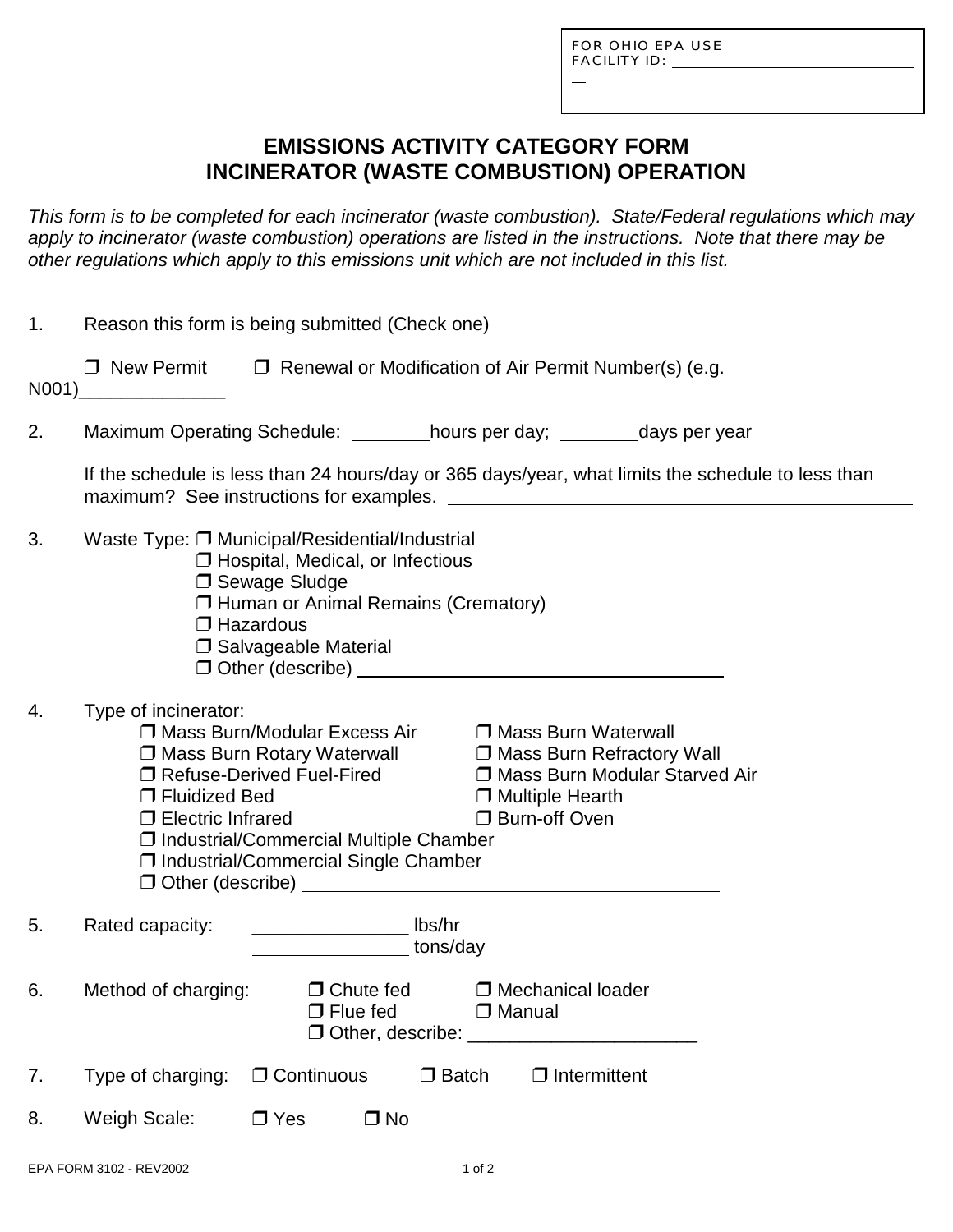FOR OHIO EPA USE
FACILITY ID: ______________________________

# EMISSIONS ACTIVITY CATEGORY FORM
# INCINERATOR (WASTE COMBUSTION) OPERATION

*This form is to be completed for each incinerator (waste combustion). State/Federal regulations which may apply to incinerator (waste combustion) operations are listed in the instructions. Note that there may be other regulations which apply to this emissions unit which are not included in this list.*

1. Reason this form is being submitted (Check one)

   ❒ New Permit ❒ Renewal or Modification of Air Permit Number(s) (e.g. N001)______________

2. Maximum Operating Schedule: ________hours per day; ________days per year

   If the schedule is less than 24 hours/day or 365 days/year, what limits the schedule to less than maximum? See instructions for examples. ______________________________________________

3. Waste Type:
   - ❒ Municipal/Residential/Industrial
   - ❒ Hospital, Medical, or Infectious
   - ❒ Sewage Sludge
   - ❒ Human or Animal Remains (Crematory)
   - ❒ Hazardous
   - ❒ Salvageable Material
   - ❒ Other (describe) ____________________________________

4. Type of incinerator:
   - ❒ Mass Burn/Modular Excess Air
   - ❒ Mass Burn Waterwall
   - ❒ Mass Burn Rotary Waterwall
   - ❒ Mass Burn Refractory Wall
   - ❒ Refuse-Derived Fuel-Fired
   - ❒ Mass Burn Modular Starved Air
   - ❒ Fluidized Bed
   - ❒ Multiple Hearth
   - ❒ Electric Infrared
   - ❒ Burn-off Oven
   - ❒ Industrial/Commercial Multiple Chamber
   - ❒ Industrial/Commercial Single Chamber
   - ❒ Other (describe) ________________________________________

5. Rated capacity: _______________ lbs/hr
   _______________ tons/day

6. Method of charging:
   - ❒ Chute fed
   - ❒ Mechanical loader
   - ❒ Flue fed
   - ❒ Manual
   - ❒ Other, describe: ______________________

7. Type of charging: ❒ Continuous ❒ Batch ❒ Intermittent

8. Weigh Scale: ❒ Yes ❒ No

EPA FORM 3102 - REV2002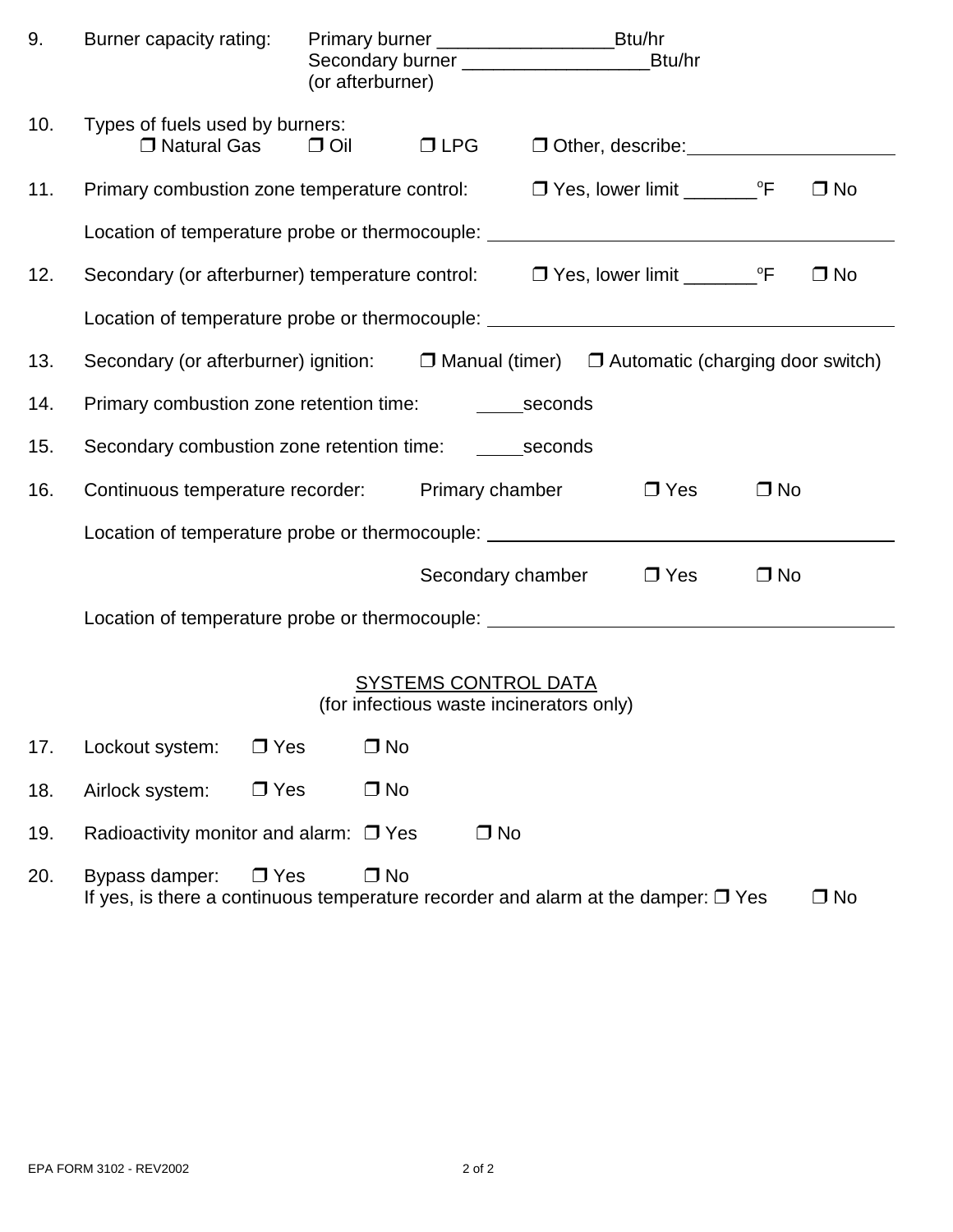9. Burner capacity rating: Primary burner \_\_\_\_\_\_\_\_\_\_\_\_\_\_\_\_Btu/hr
   Secondary burner \_\_\_\_\_\_\_\_\_\_\_\_\_\_\_\_\_Btu/hr
   (or afterburner)

10. Types of fuels used by burners:
    ❒ Natural Gas ❒ Oil ❒ LPG ❒ Other, describe:\_\_\_\_\_\_\_\_\_\_\_\_\_\_\_\_\_\_\_\_

11. Primary combustion zone temperature control: ❒ Yes, lower limit \_\_\_\_\_\_\_°F ❒ No

    Location of temperature probe or thermocouple: \_\_\_\_\_\_\_\_\_\_\_\_\_\_\_\_\_\_\_\_\_\_\_\_\_\_\_\_\_\_\_\_\_\_\_\_\_\_\_\_

12. Secondary (or afterburner) temperature control: ❒ Yes, lower limit \_\_\_\_\_\_\_°F ❒ No

    Location of temperature probe or thermocouple: \_\_\_\_\_\_\_\_\_\_\_\_\_\_\_\_\_\_\_\_\_\_\_\_\_\_\_\_\_\_\_\_\_\_\_\_\_\_\_\_

13. Secondary (or afterburner) ignition: ❒ Manual (timer) ❒ Automatic (charging door switch)

14. Primary combustion zone retention time: \_\_\_\_\_seconds

15. Secondary combustion zone retention time: \_\_\_\_\_seconds

16. Continuous temperature recorder: Primary chamber ❒ Yes ❒ No

    Location of temperature probe or thermocouple: \_\_\_\_\_\_\_\_\_\_\_\_\_\_\_\_\_\_\_\_\_\_\_\_\_\_\_\_\_\_\_\_\_\_\_\_\_\_\_\_

    Secondary chamber ❒ Yes ❒ No

    Location of temperature probe or thermocouple: \_\_\_\_\_\_\_\_\_\_\_\_\_\_\_\_\_\_\_\_\_\_\_\_\_\_\_\_\_\_\_\_\_\_\_\_\_\_\_\_

## SYSTEMS CONTROL DATA

(for infectious waste incinerators only)

17. Lockout system: ❒ Yes ❒ No

18. Airlock system: ❒ Yes ❒ No

19. Radioactivity monitor and alarm: ❒ Yes ❒ No

20. Bypass damper: ❒ Yes ❒ No
    If yes, is there a continuous temperature recorder and alarm at the damper: ❒ Yes ❒ No

EPA FORM 3102 - REV2002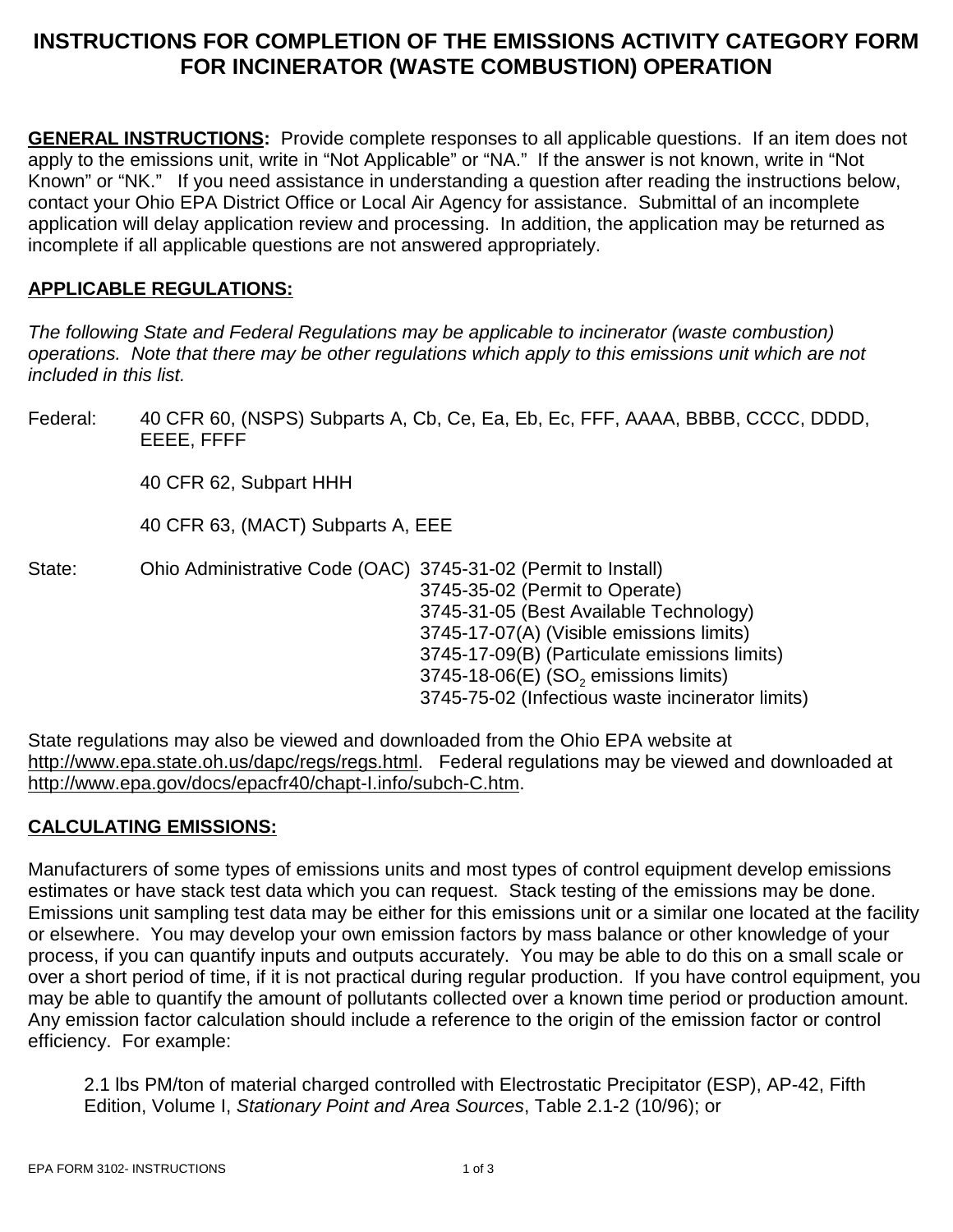# INSTRUCTIONS FOR COMPLETION OF THE EMISSIONS ACTIVITY CATEGORY FORM FOR INCINERATOR (WASTE COMBUSTION) OPERATION

**GENERAL INSTRUCTIONS:** Provide complete responses to all applicable questions. If an item does not apply to the emissions unit, write in "Not Applicable" or "NA." If the answer is not known, write in "Not Known" or "NK." If you need assistance in understanding a question after reading the instructions below, contact your Ohio EPA District Office or Local Air Agency for assistance. Submittal of an incomplete application will delay application review and processing. In addition, the application may be returned as incomplete if all applicable questions are not answered appropriately.

## APPLICABLE REGULATIONS:

*The following State and Federal Regulations may be applicable to incinerator (waste combustion) operations. Note that there may be other regulations which apply to this emissions unit which are not included in this list.*

Federal: 40 CFR 60, (NSPS) Subparts A, Cb, Ce, Ea, Eb, Ec, FFF, AAAA, BBBB, CCCC, DDDD, EEEE, FFFF

40 CFR 62, Subpart HHH

40 CFR 63, (MACT) Subparts A, EEE

State: Ohio Administrative Code (OAC)
- 3745-31-02 (Permit to Install)
- 3745-35-02 (Permit to Operate)
- 3745-31-05 (Best Available Technology)
- 3745-17-07(A) (Visible emissions limits)
- 3745-17-09(B) (Particulate emissions limits)
- 3745-18-06(E) ($SO_2$ emissions limits)
- 3745-75-02 (Infectious waste incinerator limits)

State regulations may also be viewed and downloaded from the Ohio EPA website at http://www.epa.state.oh.us/dapc/regs/regs.html. Federal regulations may be viewed and downloaded at http://www.epa.gov/docs/epacfr40/chapt-I.info/subch-C.htm.

## CALCULATING EMISSIONS:

Manufacturers of some types of emissions units and most types of control equipment develop emissions estimates or have stack test data which you can request. Stack testing of the emissions may be done. Emissions unit sampling test data may be either for this emissions unit or a similar one located at the facility or elsewhere. You may develop your own emission factors by mass balance or other knowledge of your process, if you can quantify inputs and outputs accurately. You may be able to do this on a small scale or over a short period of time, if it is not practical during regular production. If you have control equipment, you may be able to quantify the amount of pollutants collected over a known time period or production amount. Any emission factor calculation should include a reference to the origin of the emission factor or control efficiency. For example:

> 2.1 lbs PM/ton of material charged controlled with Electrostatic Precipitator (ESP), AP-42, Fifth Edition, Volume I, *Stationary Point and Area Sources*, Table 2.1-2 (10/96); or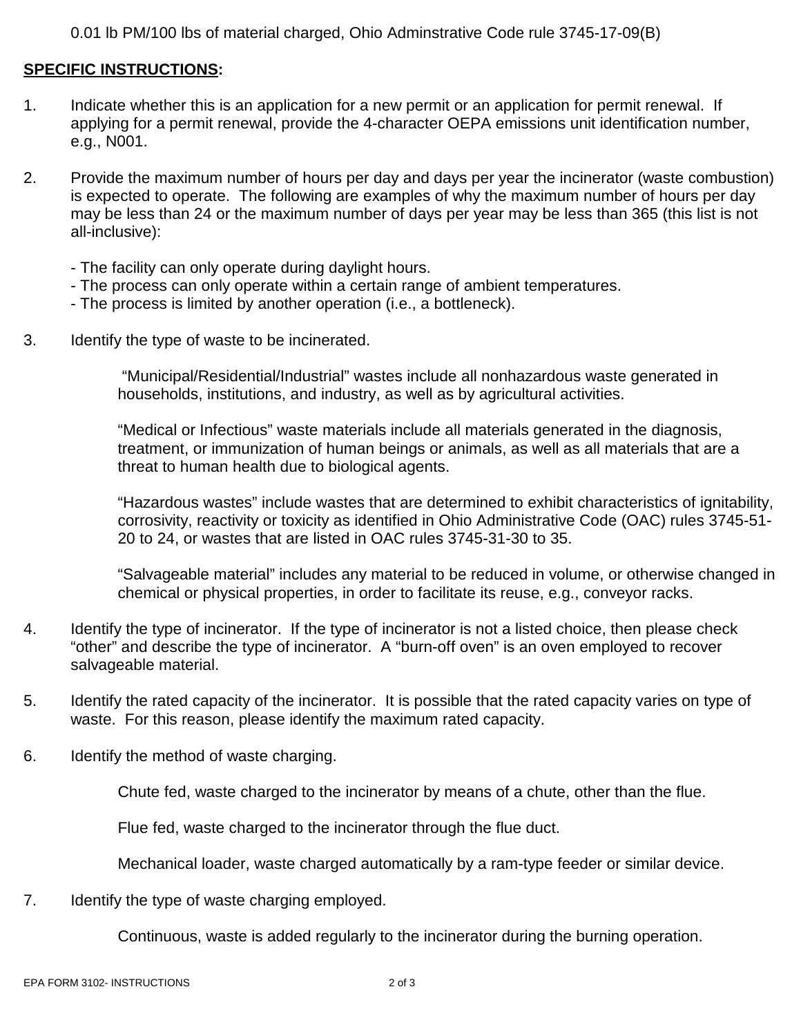0.01 lb PM/100 lbs of material charged, Ohio Adminstrative Code rule 3745-17-09(B)

**SPECIFIC INSTRUCTIONS:**

1. Indicate whether this is an application for a new permit or an application for permit renewal. If applying for a permit renewal, provide the 4-character OEPA emissions unit identification number, e.g., N001.

2. Provide the maximum number of hours per day and days per year the incinerator (waste combustion) is expected to operate. The following are examples of why the maximum number of hours per day may be less than 24 or the maximum number of days per year may be less than 365 (this list is not all-inclusive):

   - The facility can only operate during daylight hours.
   - The process can only operate within a certain range of ambient temperatures.
   - The process is limited by another operation (i.e., a bottleneck).

3. Identify the type of waste to be incinerated.

   "Municipal/Residential/Industrial" wastes include all nonhazardous waste generated in households, institutions, and industry, as well as by agricultural activities.

   "Medical or Infectious" waste materials include all materials generated in the diagnosis, treatment, or immunization of human beings or animals, as well as all materials that are a threat to human health due to biological agents.

   "Hazardous wastes" include wastes that are determined to exhibit characteristics of ignitability, corrosivity, reactivity or toxicity as identified in Ohio Administrative Code (OAC) rules 3745-51-20 to 24, or wastes that are listed in OAC rules 3745-31-30 to 35.

   "Salvageable material" includes any material to be reduced in volume, or otherwise changed in chemical or physical properties, in order to facilitate its reuse, e.g., conveyor racks.

4. Identify the type of incinerator. If the type of incinerator is not a listed choice, then please check "other" and describe the type of incinerator. A "burn-off oven" is an oven employed to recover salvageable material.

5. Identify the rated capacity of the incinerator. It is possible that the rated capacity varies on type of waste. For this reason, please identify the maximum rated capacity.

6. Identify the method of waste charging.

   Chute fed, waste charged to the incinerator by means of a chute, other than the flue.

   Flue fed, waste charged to the incinerator through the flue duct.

   Mechanical loader, waste charged automatically by a ram-type feeder or similar device.

7. Identify the type of waste charging employed.

   Continuous, waste is added regularly to the incinerator during the burning operation.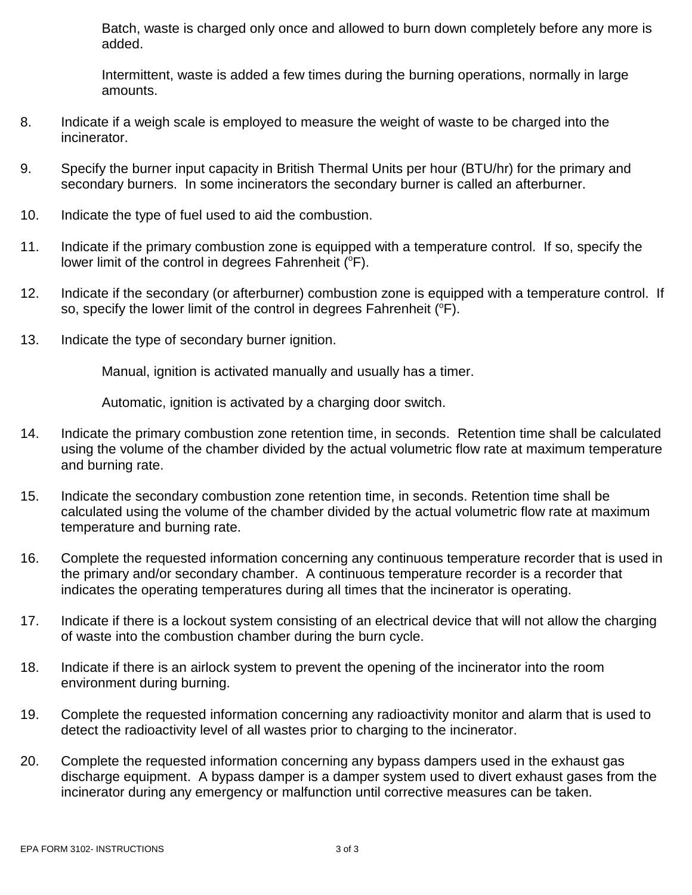Batch, waste is charged only once and allowed to burn down completely before any more is added.

Intermittent, waste is added a few times during the burning operations, normally in large amounts.

8. Indicate if a weigh scale is employed to measure the weight of waste to be charged into the incinerator.

9. Specify the burner input capacity in British Thermal Units per hour (BTU/hr) for the primary and secondary burners. In some incinerators the secondary burner is called an afterburner.

10. Indicate the type of fuel used to aid the combustion.

11. Indicate if the primary combustion zone is equipped with a temperature control. If so, specify the lower limit of the control in degrees Fahrenheit ($^oF$).

12. Indicate if the secondary (or afterburner) combustion zone is equipped with a temperature control. If so, specify the lower limit of the control in degrees Fahrenheit ($^oF$).

13. Indicate the type of secondary burner ignition.

    Manual, ignition is activated manually and usually has a timer.

    Automatic, ignition is activated by a charging door switch.

14. Indicate the primary combustion zone retention time, in seconds. Retention time shall be calculated using the volume of the chamber divided by the actual volumetric flow rate at maximum temperature and burning rate.

15. Indicate the secondary combustion zone retention time, in seconds. Retention time shall be calculated using the volume of the chamber divided by the actual volumetric flow rate at maximum temperature and burning rate.

16. Complete the requested information concerning any continuous temperature recorder that is used in the primary and/or secondary chamber. A continuous temperature recorder is a recorder that indicates the operating temperatures during all times that the incinerator is operating.

17. Indicate if there is a lockout system consisting of an electrical device that will not allow the charging of waste into the combustion chamber during the burn cycle.

18. Indicate if there is an airlock system to prevent the opening of the incinerator into the room environment during burning.

19. Complete the requested information concerning any radioactivity monitor and alarm that is used to detect the radioactivity level of all wastes prior to charging to the incinerator.

20. Complete the requested information concerning any bypass dampers used in the exhaust gas discharge equipment. A bypass damper is a damper system used to divert exhaust gases from the incinerator during any emergency or malfunction until corrective measures can be taken.